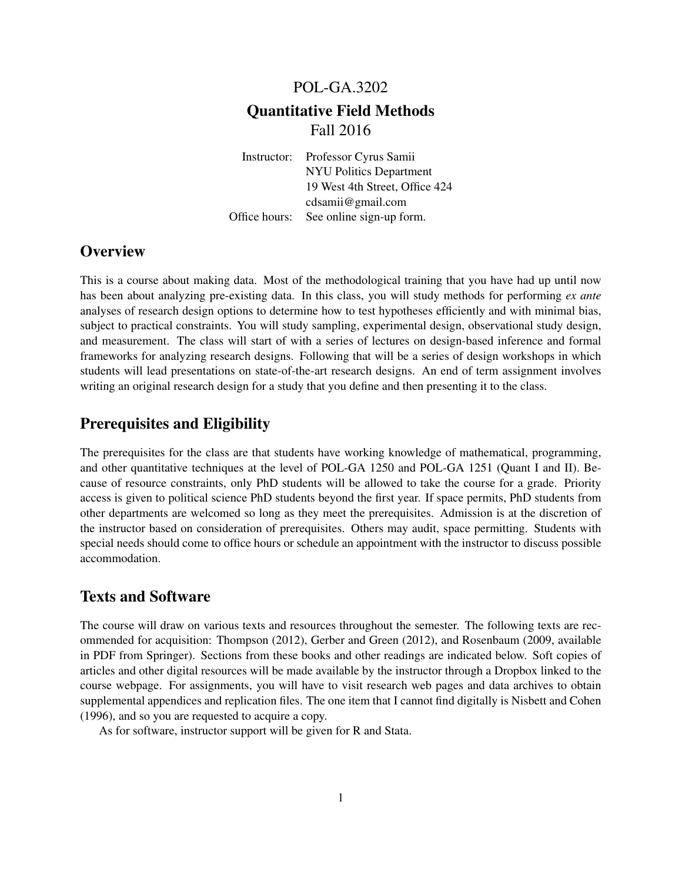# POL-GA.3202

## Quantitative Field Methods

Fall 2016

Instructor: Professor Cyrus Samii
NYU Politics Department
19 West 4th Street, Office 424
cdsamii@gmail.com

Office hours: See online sign-up form.

## Overview

This is a course about making data. Most of the methodological training that you have had up until now has been about analyzing pre-existing data. In this class, you will study methods for performing *ex ante* analyses of research design options to determine how to test hypotheses efficiently and with minimal bias, subject to practical constraints. You will study sampling, experimental design, observational study design, and measurement. The class will start of with a series of lectures on design-based inference and formal frameworks for analyzing research designs. Following that will be a series of design workshops in which students will lead presentations on state-of-the-art research designs. An end of term assignment involves writing an original research design for a study that you define and then presenting it to the class.

## Prerequisites and Eligibility

The prerequisites for the class are that students have working knowledge of mathematical, programming, and other quantitative techniques at the level of POL-GA 1250 and POL-GA 1251 (Quant I and II). Because of resource constraints, only PhD students will be allowed to take the course for a grade. Priority access is given to political science PhD students beyond the first year. If space permits, PhD students from other departments are welcomed so long as they meet the prerequisites. Admission is at the discretion of the instructor based on consideration of prerequisites. Others may audit, space permitting. Students with special needs should come to office hours or schedule an appointment with the instructor to discuss possible accommodation.

## Texts and Software

The course will draw on various texts and resources throughout the semester. The following texts are recommended for acquisition: Thompson (2012), Gerber and Green (2012), and Rosenbaum (2009, available in PDF from Springer). Sections from these books and other readings are indicated below. Soft copies of articles and other digital resources will be made available by the instructor through a Dropbox linked to the course webpage. For assignments, you will have to visit research web pages and data archives to obtain supplemental appendices and replication files. The one item that I cannot find digitally is Nisbett and Cohen (1996), and so you are requested to acquire a copy.

As for software, instructor support will be given for R and Stata.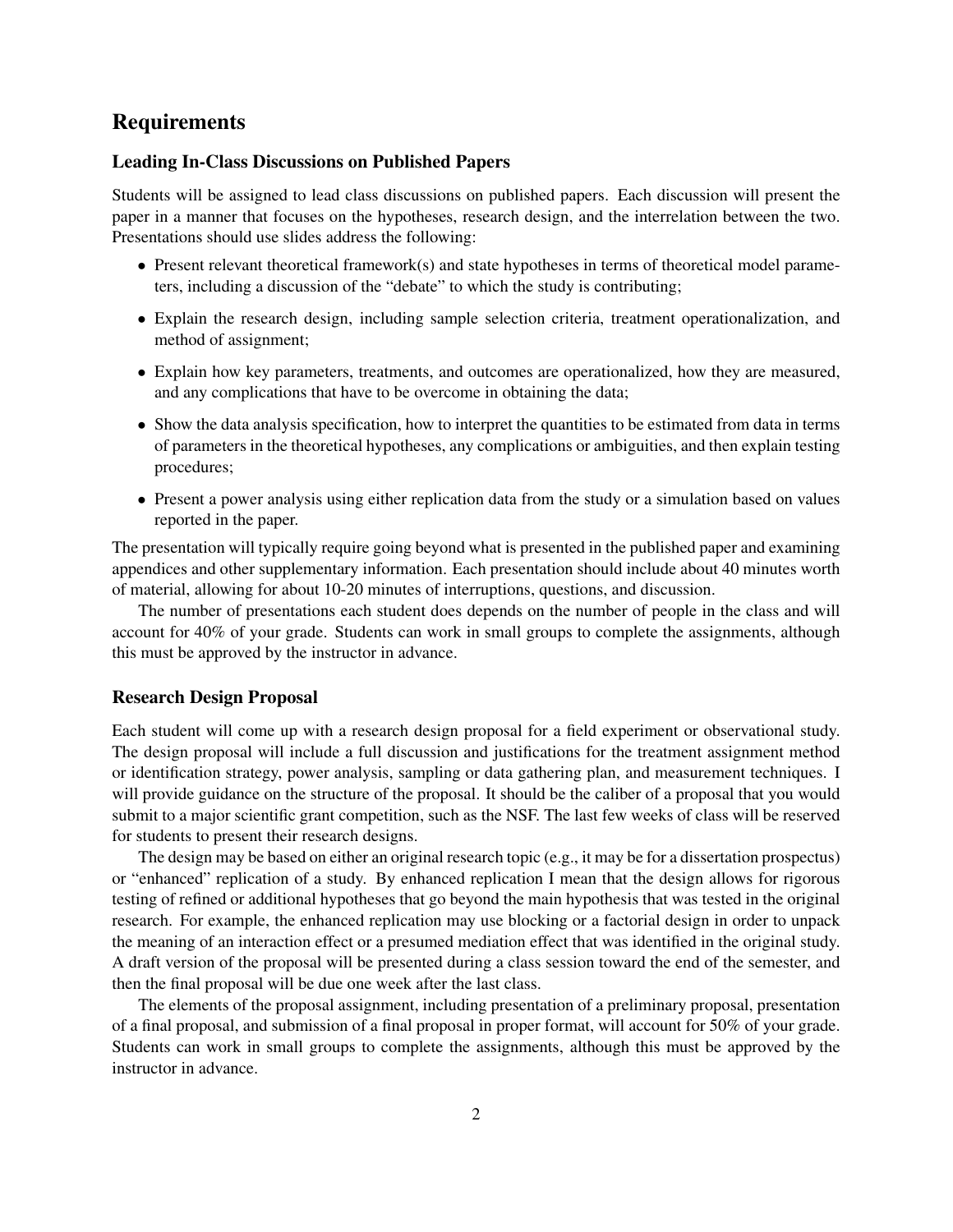## Requirements

### Leading In-Class Discussions on Published Papers

Students will be assigned to lead class discussions on published papers. Each discussion will present the paper in a manner that focuses on the hypotheses, research design, and the interrelation between the two. Presentations should use slides address the following:

- Present relevant theoretical framework(s) and state hypotheses in terms of theoretical model parameters, including a discussion of the "debate" to which the study is contributing;
- Explain the research design, including sample selection criteria, treatment operationalization, and method of assignment;
- Explain how key parameters, treatments, and outcomes are operationalized, how they are measured, and any complications that have to be overcome in obtaining the data;
- Show the data analysis specification, how to interpret the quantities to be estimated from data in terms of parameters in the theoretical hypotheses, any complications or ambiguities, and then explain testing procedures;
- Present a power analysis using either replication data from the study or a simulation based on values reported in the paper.

The presentation will typically require going beyond what is presented in the published paper and examining appendices and other supplementary information. Each presentation should include about 40 minutes worth of material, allowing for about 10-20 minutes of interruptions, questions, and discussion.

The number of presentations each student does depends on the number of people in the class and will account for 40% of your grade. Students can work in small groups to complete the assignments, although this must be approved by the instructor in advance.

### Research Design Proposal

Each student will come up with a research design proposal for a field experiment or observational study. The design proposal will include a full discussion and justifications for the treatment assignment method or identification strategy, power analysis, sampling or data gathering plan, and measurement techniques. I will provide guidance on the structure of the proposal. It should be the caliber of a proposal that you would submit to a major scientific grant competition, such as the NSF. The last few weeks of class will be reserved for students to present their research designs.

The design may be based on either an original research topic (e.g., it may be for a dissertation prospectus) or "enhanced" replication of a study. By enhanced replication I mean that the design allows for rigorous testing of refined or additional hypotheses that go beyond the main hypothesis that was tested in the original research. For example, the enhanced replication may use blocking or a factorial design in order to unpack the meaning of an interaction effect or a presumed mediation effect that was identified in the original study. A draft version of the proposal will be presented during a class session toward the end of the semester, and then the final proposal will be due one week after the last class.

The elements of the proposal assignment, including presentation of a preliminary proposal, presentation of a final proposal, and submission of a final proposal in proper format, will account for 50% of your grade. Students can work in small groups to complete the assignments, although this must be approved by the instructor in advance.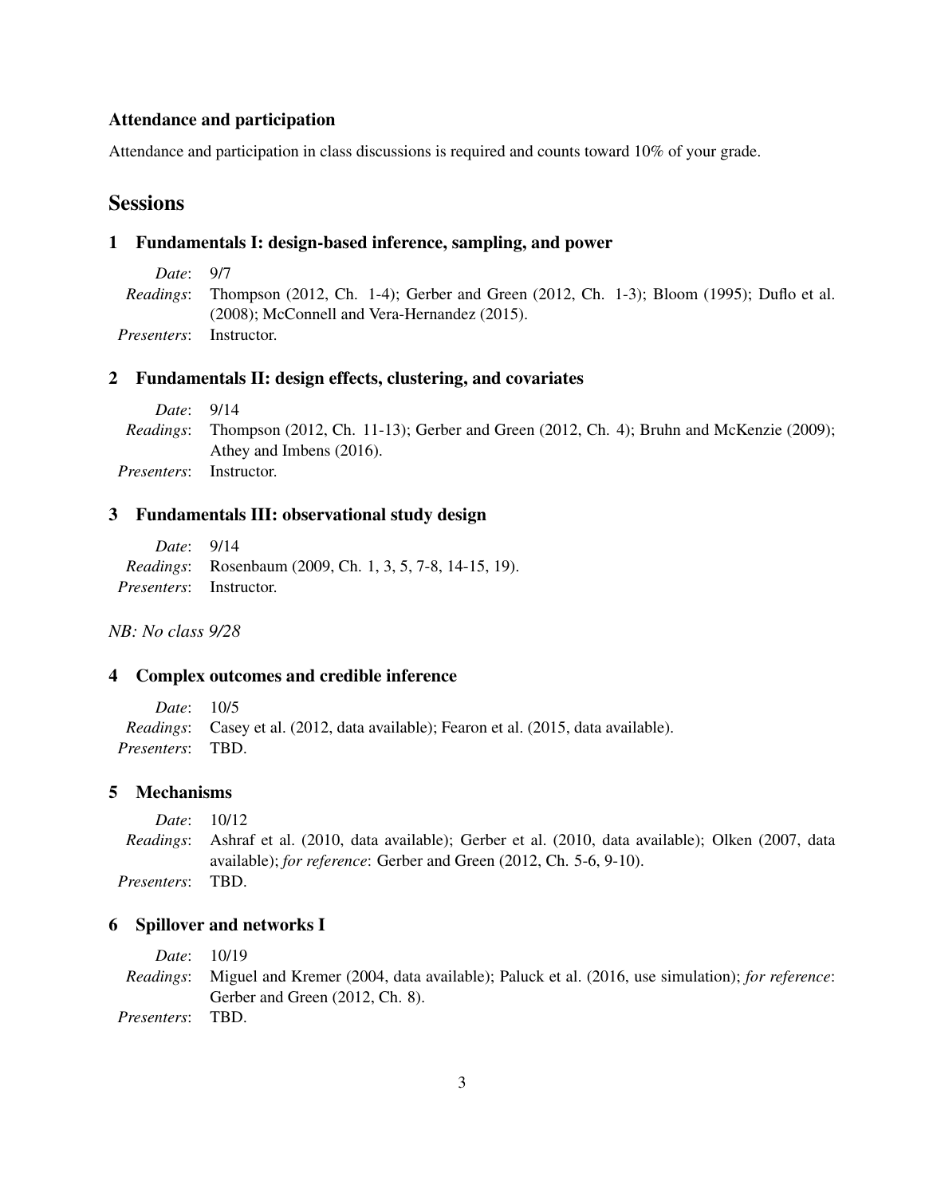### Attendance and participation

Attendance and participation in class discussions is required and counts toward 10% of your grade.

## Sessions

### 1 Fundamentals I: design-based inference, sampling, and power

*Date*: 9/7

*Readings*: Thompson (2012, Ch. 1-4); Gerber and Green (2012, Ch. 1-3); Bloom (1995); Duflo et al. (2008); McConnell and Vera-Hernandez (2015).

*Presenters*: Instructor.

### 2 Fundamentals II: design effects, clustering, and covariates

*Date*: 9/14

*Readings*: Thompson (2012, Ch. 11-13); Gerber and Green (2012, Ch. 4); Bruhn and McKenzie (2009); Athey and Imbens (2016).

*Presenters*: Instructor.

### 3 Fundamentals III: observational study design

*Date*: 9/14

*Readings*: Rosenbaum (2009, Ch. 1, 3, 5, 7-8, 14-15, 19).

*Presenters*: Instructor.

*NB: No class 9/28*

### 4 Complex outcomes and credible inference

*Date*: 10/5

*Readings*: Casey et al. (2012, data available); Fearon et al. (2015, data available).

*Presenters*: TBD.

### 5 Mechanisms

*Date*: 10/12

*Readings*: Ashraf et al. (2010, data available); Gerber et al. (2010, data available); Olken (2007, data available); *for reference*: Gerber and Green (2012, Ch. 5-6, 9-10).

*Presenters*: TBD.

### 6 Spillover and networks I

*Date*: 10/19

*Readings*: Miguel and Kremer (2004, data available); Paluck et al. (2016, use simulation); *for reference*: Gerber and Green (2012, Ch. 8).

*Presenters*: TBD.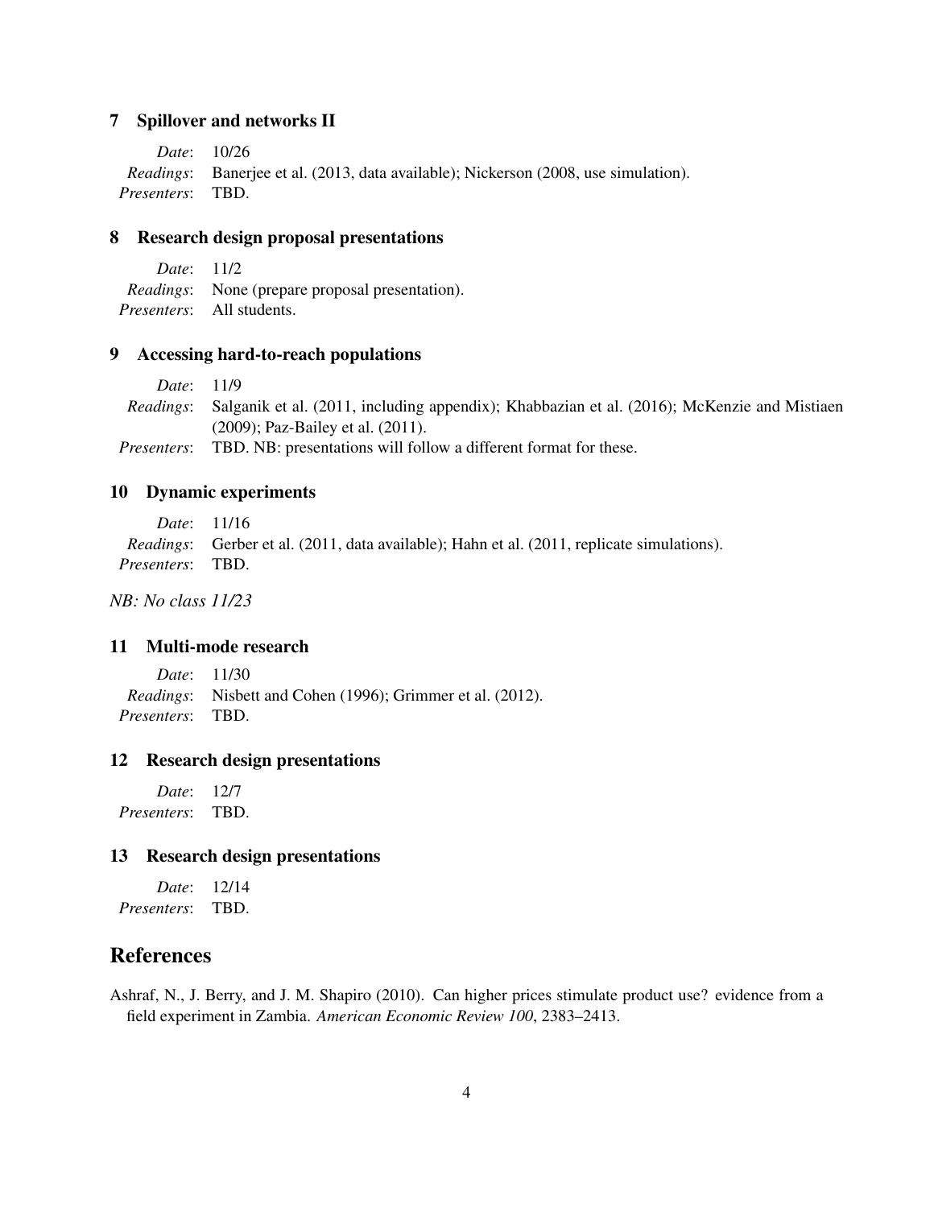## 7 Spillover and networks II

*Date*: 10/26
*Readings*: Banerjee et al. (2013, data available); Nickerson (2008, use simulation).
*Presenters*: TBD.

## 8 Research design proposal presentations

*Date*: 11/2
*Readings*: None (prepare proposal presentation).
*Presenters*: All students.

## 9 Accessing hard-to-reach populations

*Date*: 11/9
*Readings*: Salganik et al. (2011, including appendix); Khabbazian et al. (2016); McKenzie and Mistiaen (2009); Paz-Bailey et al. (2011).
*Presenters*: TBD. NB: presentations will follow a different format for these.

## 10 Dynamic experiments

*Date*: 11/16
*Readings*: Gerber et al. (2011, data available); Hahn et al. (2011, replicate simulations).
*Presenters*: TBD.

*NB: No class 11/23*

## 11 Multi-mode research

*Date*: 11/30
*Readings*: Nisbett and Cohen (1996); Grimmer et al. (2012).
*Presenters*: TBD.

## 12 Research design presentations

*Date*: 12/7
*Presenters*: TBD.

## 13 Research design presentations

*Date*: 12/14
*Presenters*: TBD.

# References

Ashraf, N., J. Berry, and J. M. Shapiro (2010). Can higher prices stimulate product use? evidence from a field experiment in Zambia. *American Economic Review 100*, 2383–2413.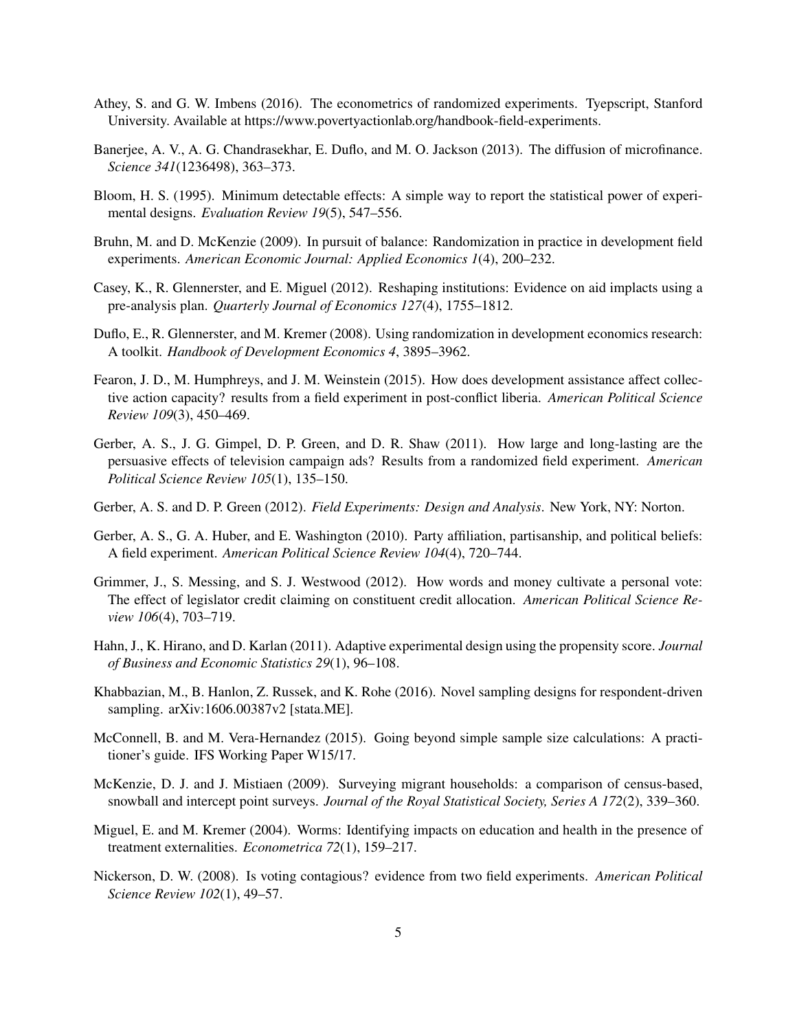Athey, S. and G. W. Imbens (2016). The econometrics of randomized experiments. Tyepscript, Stanford University. Available at https://www.povertyactionlab.org/handbook-field-experiments.

Banerjee, A. V., A. G. Chandrasekhar, E. Duflo, and M. O. Jackson (2013). The diffusion of microfinance. *Science 341*(1236498), 363–373.

Bloom, H. S. (1995). Minimum detectable effects: A simple way to report the statistical power of experimental designs. *Evaluation Review 19*(5), 547–556.

Bruhn, M. and D. McKenzie (2009). In pursuit of balance: Randomization in practice in development field experiments. *American Economic Journal: Applied Economics 1*(4), 200–232.

Casey, K., R. Glennerster, and E. Miguel (2012). Reshaping institutions: Evidence on aid implacts using a pre-analysis plan. *Quarterly Journal of Economics 127*(4), 1755–1812.

Duflo, E., R. Glennerster, and M. Kremer (2008). Using randomization in development economics research: A toolkit. *Handbook of Development Economics 4*, 3895–3962.

Fearon, J. D., M. Humphreys, and J. M. Weinstein (2015). How does development assistance affect collective action capacity? results from a field experiment in post-conflict liberia. *American Political Science Review 109*(3), 450–469.

Gerber, A. S., J. G. Gimpel, D. P. Green, and D. R. Shaw (2011). How large and long-lasting are the persuasive effects of television campaign ads? Results from a randomized field experiment. *American Political Science Review 105*(1), 135–150.

Gerber, A. S. and D. P. Green (2012). *Field Experiments: Design and Analysis*. New York, NY: Norton.

Gerber, A. S., G. A. Huber, and E. Washington (2010). Party affiliation, partisanship, and political beliefs: A field experiment. *American Political Science Review 104*(4), 720–744.

Grimmer, J., S. Messing, and S. J. Westwood (2012). How words and money cultivate a personal vote: The effect of legislator credit claiming on constituent credit allocation. *American Political Science Review 106*(4), 703–719.

Hahn, J., K. Hirano, and D. Karlan (2011). Adaptive experimental design using the propensity score. *Journal of Business and Economic Statistics 29*(1), 96–108.

Khabbazian, M., B. Hanlon, Z. Russek, and K. Rohe (2016). Novel sampling designs for respondent-driven sampling. arXiv:1606.00387v2 [stata.ME].

McConnell, B. and M. Vera-Hernandez (2015). Going beyond simple sample size calculations: A practitioner's guide. IFS Working Paper W15/17.

McKenzie, D. J. and J. Mistiaen (2009). Surveying migrant households: a comparison of census-based, snowball and intercept point surveys. *Journal of the Royal Statistical Society, Series A 172*(2), 339–360.

Miguel, E. and M. Kremer (2004). Worms: Identifying impacts on education and health in the presence of treatment externalities. *Econometrica 72*(1), 159–217.

Nickerson, D. W. (2008). Is voting contagious? evidence from two field experiments. *American Political Science Review 102*(1), 49–57.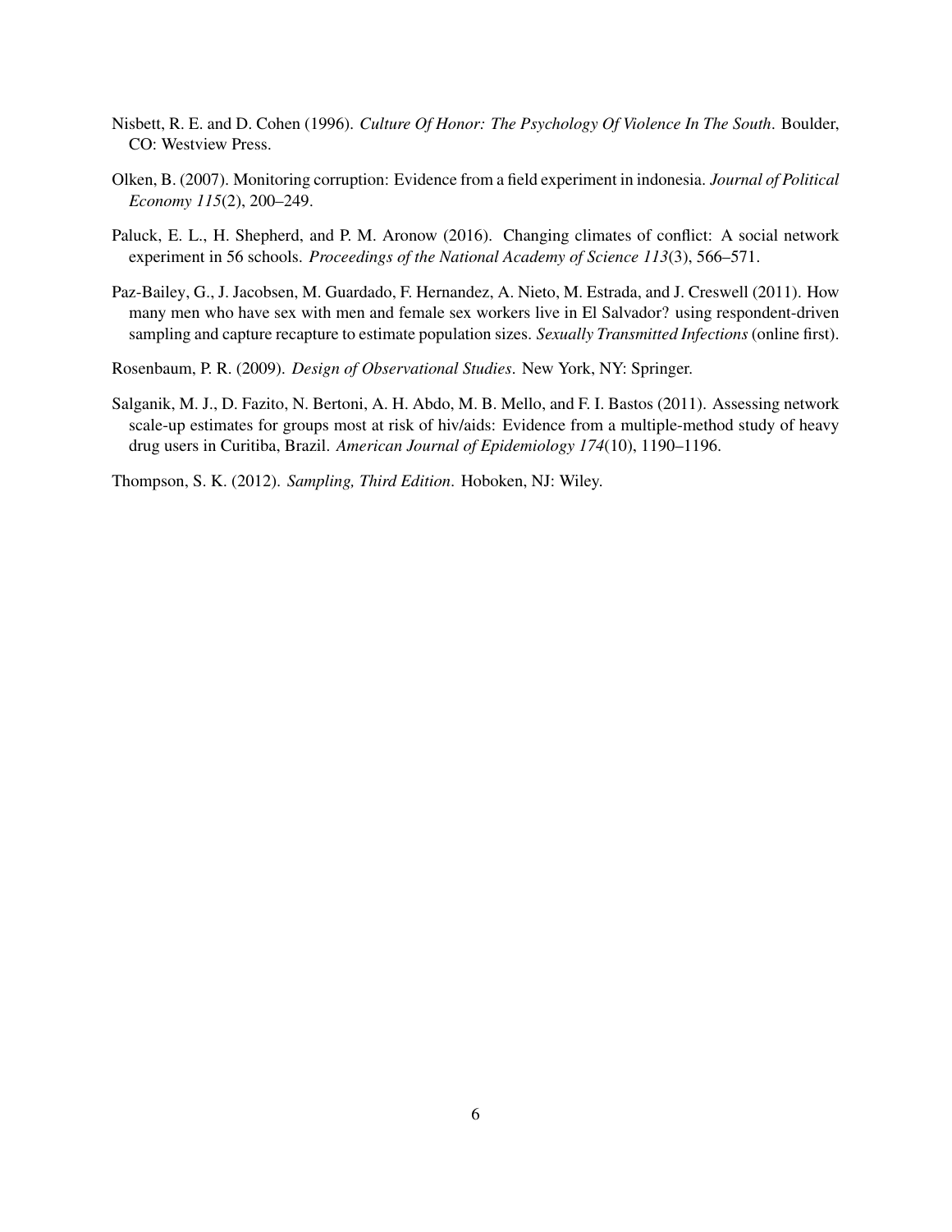Nisbett, R. E. and D. Cohen (1996). *Culture Of Honor: The Psychology Of Violence In The South*. Boulder, CO: Westview Press.

Olken, B. (2007). Monitoring corruption: Evidence from a field experiment in indonesia. *Journal of Political Economy 115*(2), 200–249.

Paluck, E. L., H. Shepherd, and P. M. Aronow (2016). Changing climates of conflict: A social network experiment in 56 schools. *Proceedings of the National Academy of Science 113*(3), 566–571.

Paz-Bailey, G., J. Jacobsen, M. Guardado, F. Hernandez, A. Nieto, M. Estrada, and J. Creswell (2011). How many men who have sex with men and female sex workers live in El Salvador? using respondent-driven sampling and capture recapture to estimate population sizes. *Sexually Transmitted Infections* (online first).

Rosenbaum, P. R. (2009). *Design of Observational Studies*. New York, NY: Springer.

Salganik, M. J., D. Fazito, N. Bertoni, A. H. Abdo, M. B. Mello, and F. I. Bastos (2011). Assessing network scale-up estimates for groups most at risk of hiv/aids: Evidence from a multiple-method study of heavy drug users in Curitiba, Brazil. *American Journal of Epidemiology 174*(10), 1190–1196.

Thompson, S. K. (2012). *Sampling, Third Edition*. Hoboken, NJ: Wiley.